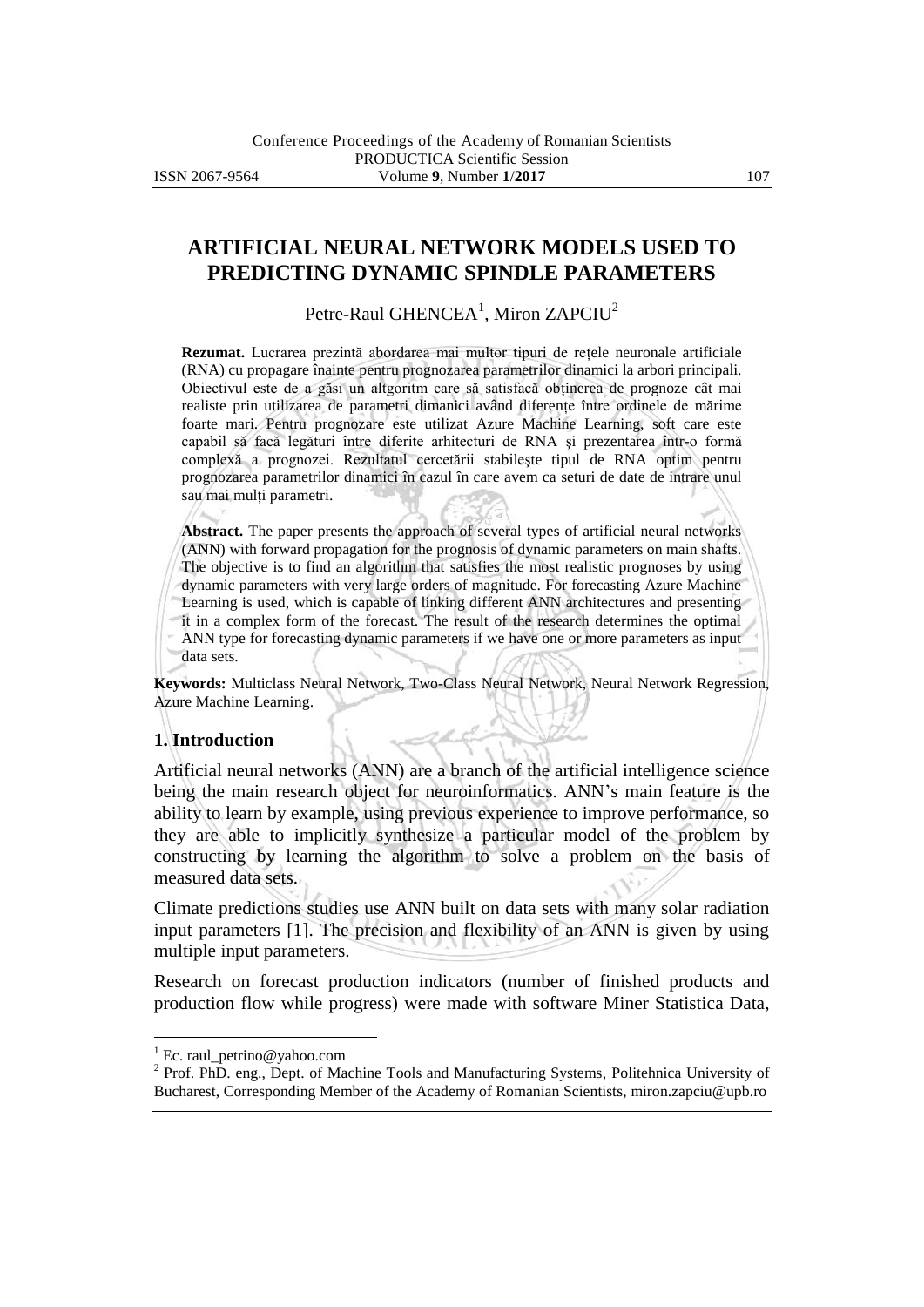# ARTIFICIAL NEURAL NETWORK MODELS USED TO PREDICTING DYNAMIC SPINDLE PARAMETERS

Petre-Raul GHENCEA[1], Miron ZAPCIU[2]

**Rezumat.** Lucrarea prezintă abordarea mai multor tipuri de rețele neuronale artificiale (RNA) cu propagare înainte pentru prognozarea parametrilor dinamici la arbori principali. Obiectivul este de a găsi un altgoritm care să satisfacă obținerea de prognoze cât mai realiste prin utilizarea de parametri dimanici având diferențe între ordinele de mărime foarte mari. Pentru prognozare este utilizat Azure Machine Learning, soft care este capabil să facă legături între diferite arhitecturi de RNA și prezentarea într-o formă complexă a prognozei. Rezultatul cercetării stabilește tipul de RNA optim pentru prognozarea parametrilor dinamici în cazul în care avem ca seturi de date de intrare unul sau mai mulți parametri.

**Abstract.** The paper presents the approach of several types of artificial neural networks (ANN) with forward propagation for the prognosis of dynamic parameters on main shafts. The objective is to find an algorithm that satisfies the most realistic prognoses by using dynamic parameters with very large orders of magnitude. For forecasting Azure Machine Learning is used, which is capable of linking different ANN architectures and presenting it in a complex form of the forecast. The result of the research determines the optimal ANN type for forecasting dynamic parameters if we have one or more parameters as input data sets.

**Keywords:** Multiclass Neural Network, Two-Class Neural Network, Neural Network Regression, Azure Machine Learning.

## 1. Introduction

Artificial neural networks (ANN) are a branch of the artificial intelligence science being the main research object for neuroinformatics. ANN's main feature is the ability to learn by example, using previous experience to improve performance, so they are able to implicitly synthesize a particular model of the problem by constructing by learning the algorithm to solve a problem on the basis of measured data sets.

Climate predictions studies use ANN built on data sets with many solar radiation input parameters [1]. The precision and flexibility of an ANN is given by using multiple input parameters.

Research on forecast production indicators (number of finished products and production flow while progress) were made with software Miner Statistica Data,

---

[1] Ec. raul_petrino@yahoo.com

[2] Prof. PhD. eng., Dept. of Machine Tools and Manufacturing Systems, Politehnica University of Bucharest, Corresponding Member of the Academy of Romanian Scientists, miron.zapciu@upb.ro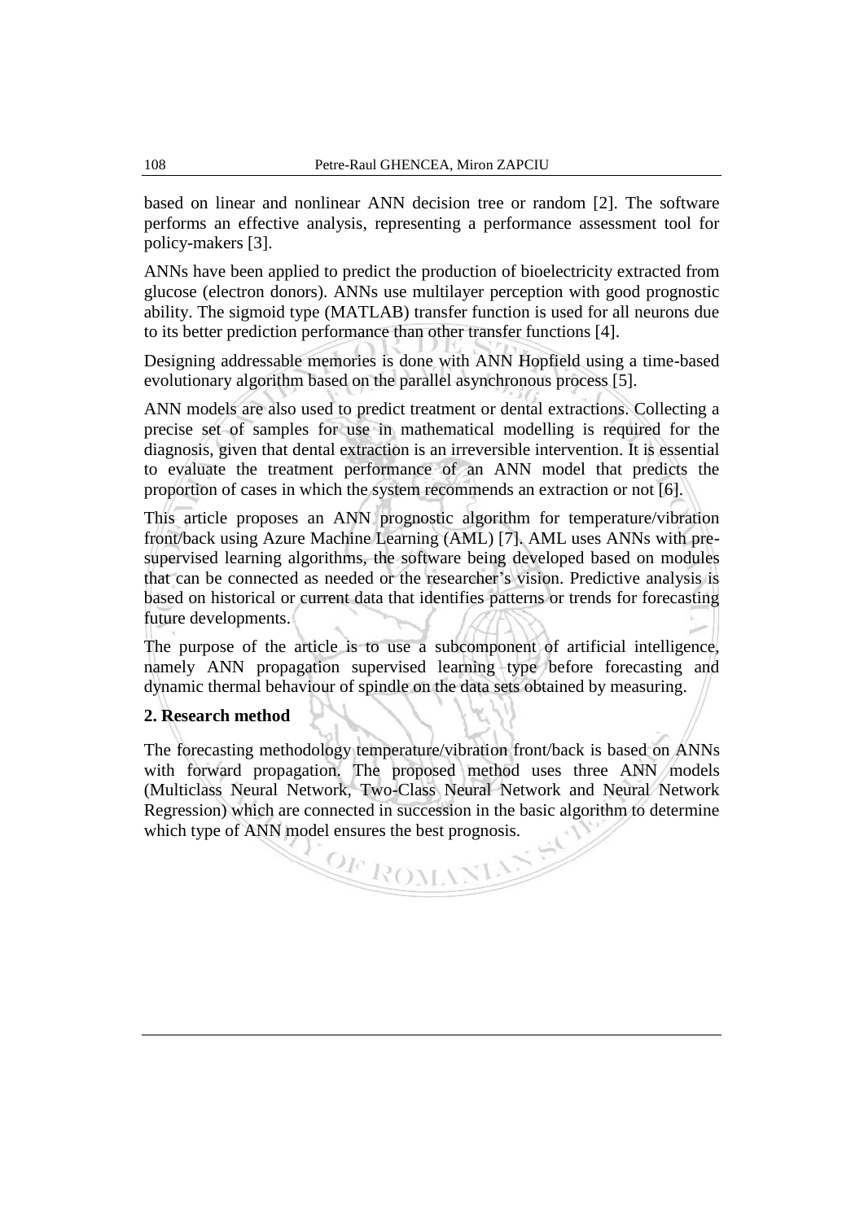based on linear and nonlinear ANN decision tree or random [2]. The software performs an effective analysis, representing a performance assessment tool for policy-makers [3].

ANNs have been applied to predict the production of bioelectricity extracted from glucose (electron donors). ANNs use multilayer perception with good prognostic ability. The sigmoid type (MATLAB) transfer function is used for all neurons due to its better prediction performance than other transfer functions [4].

Designing addressable memories is done with ANN Hopfield using a time-based evolutionary algorithm based on the parallel asynchronous process [5].

ANN models are also used to predict treatment or dental extractions. Collecting a precise set of samples for use in mathematical modelling is required for the diagnosis, given that dental extraction is an irreversible intervention. It is essential to evaluate the treatment performance of an ANN model that predicts the proportion of cases in which the system recommends an extraction or not [6].

This article proposes an ANN prognostic algorithm for temperature/vibration front/back using Azure Machine Learning (AML) [7]. AML uses ANNs with pre-supervised learning algorithms, the software being developed based on modules that can be connected as needed or the researcher's vision. Predictive analysis is based on historical or current data that identifies patterns or trends for forecasting future developments.

The purpose of the article is to use a subcomponent of artificial intelligence, namely ANN propagation supervised learning type before forecasting and dynamic thermal behaviour of spindle on the data sets obtained by measuring.

## 2. Research method

The forecasting methodology temperature/vibration front/back is based on ANNs with forward propagation. The proposed method uses three ANN models (Multiclass Neural Network, Two-Class Neural Network and Neural Network Regression) which are connected in succession in the basic algorithm to determine which type of ANN model ensures the best prognosis.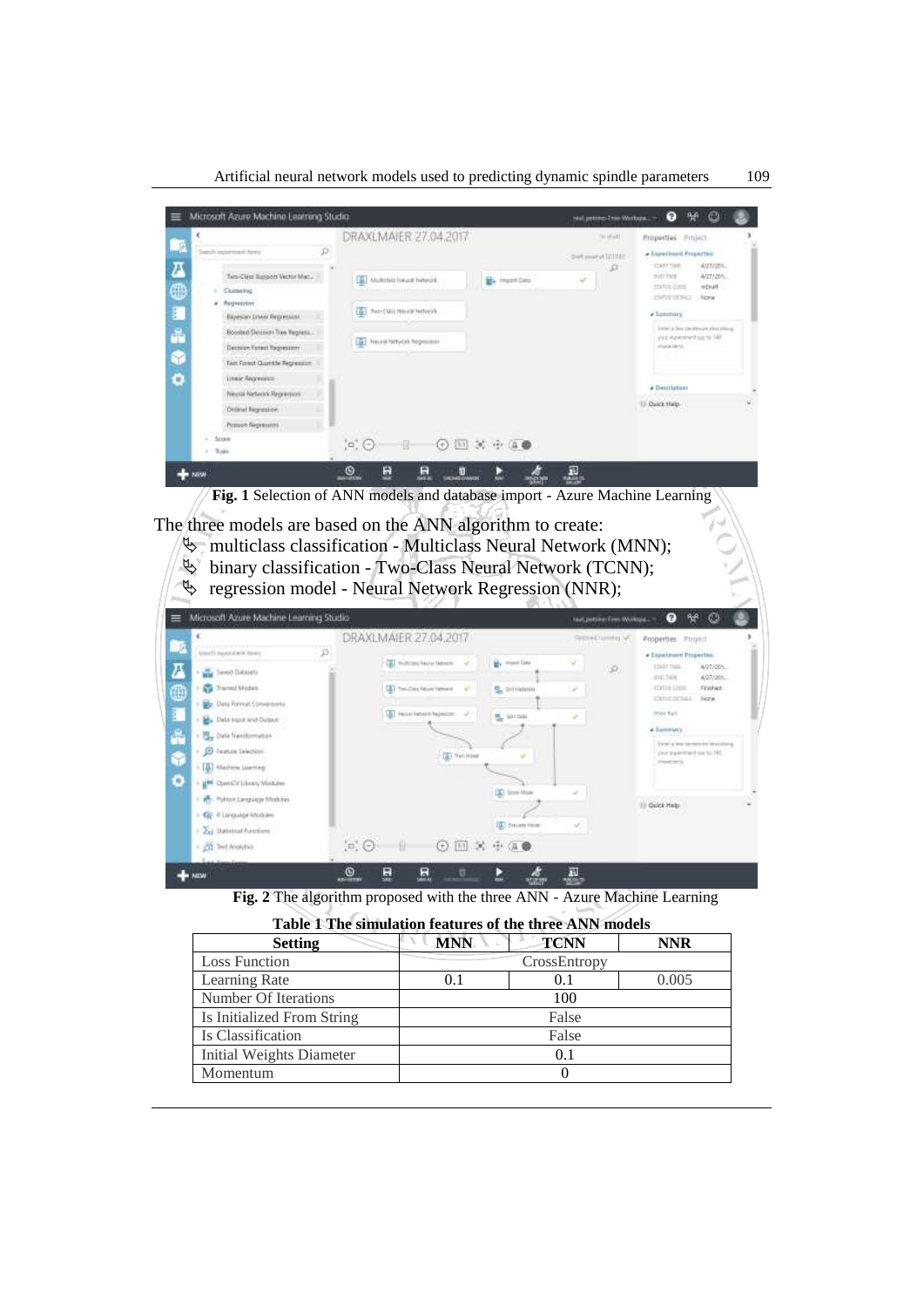**Fig. 1** Selection of ANN models and database import - Azure Machine Learning

The three models are based on the ANN algorithm to create:

- multiclass classification - Multiclass Neural Network (MNN);
- binary classification - Two-Class Neural Network (TCNN);
- regression model - Neural Network Regression (NNR);

**Fig. 2** The algorithm proposed with the three ANN - Azure Machine Learning

**Table 1 The simulation features of the three ANN models**

| Setting | MNN | TCNN | NNR |
|---|---|---|---|
| Loss Function | CrossEntropy | | |
| Learning Rate | 0.1 | 0.1 | 0.005 |
| Number Of Iterations | 100 | | |
| Is Initialized From String | False | | |
| Is Classification | False | | |
| Initial Weights Diameter | 0.1 | | |
| Momentum | 0 | | |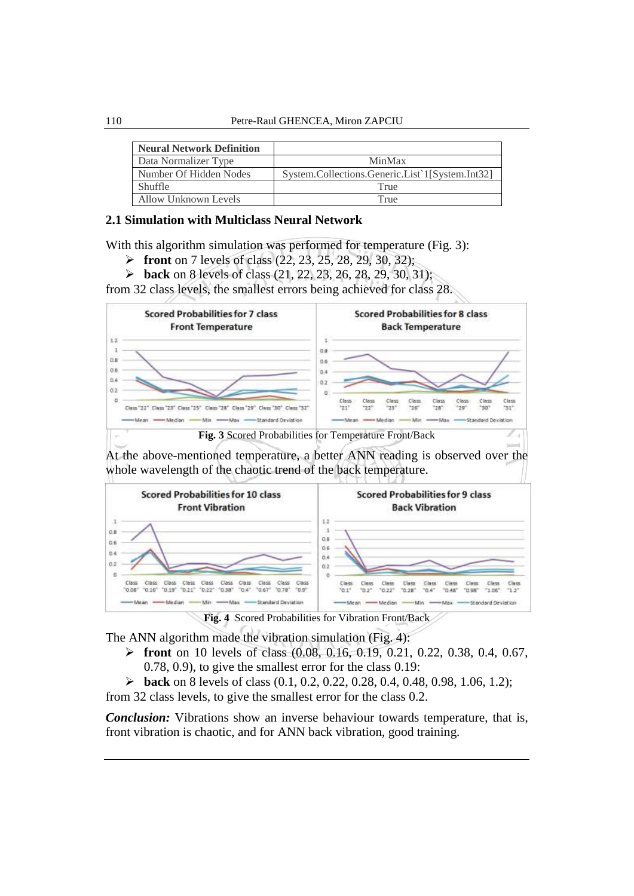| Neural Network Definition | |
|---|---|
| Data Normalizer Type | MinMax |
| Number Of Hidden Nodes | System.Collections.Generic.List`1[System.Int32] |
| Shuffle | True |
| Allow Unknown Levels | True |

### 2.1 Simulation with Multiclass Neural Network

With this algorithm simulation was performed for temperature (Fig. 3):

- **front** on 7 levels of class (22, 23, 25, 28, 29, 30, 32);
- **back** on 8 levels of class (21, 22, 23, 26, 28, 29, 30, 31);

from 32 class levels, the smallest errors being achieved for class 28.

**Fig. 3** Scored Probabilities for Temperature Front/Back

At the above-mentioned temperature, a better ANN reading is observed over the whole wavelength of the chaotic trend of the back temperature.

**Fig. 4** Scored Probabilities for Vibration Front/Back

The ANN algorithm made the vibration simulation (Fig. 4):

- **front** on 10 levels of class (0.08, 0.16, 0.19, 0.21, 0.22, 0.38, 0.4, 0.67, 0.78, 0.9), to give the smallest error for the class 0.19:
- **back** on 8 levels of class (0.1, 0.2, 0.22, 0.28, 0.4, 0.48, 0.98, 1.06, 1.2);

from 32 class levels, to give the smallest error for the class 0.2.

***Conclusion:*** Vibrations show an inverse behaviour towards temperature, that is, front vibration is chaotic, and for ANN back vibration, good training.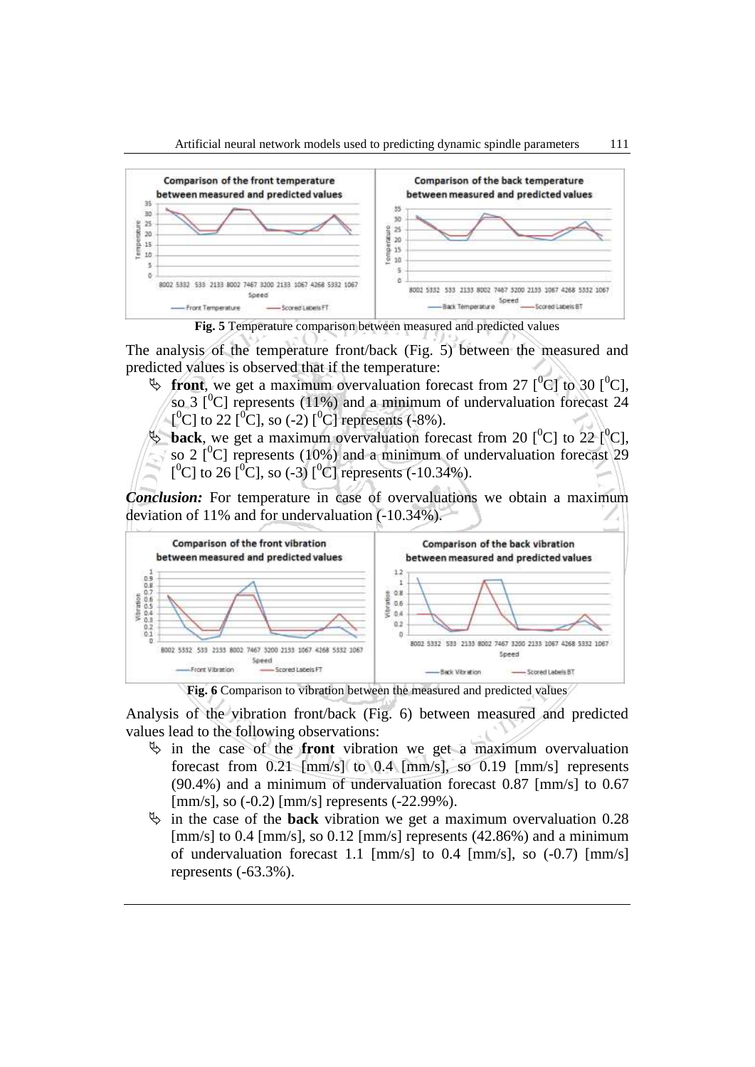**Fig. 5** Temperature comparison between measured and predicted values

The analysis of the temperature front/back (Fig. 5) between the measured and predicted values is observed that if the temperature:

- **front**, we get a maximum overvaluation forecast from 27 [$^0$C] to 30 [$^0$C], so 3 [$^0$C] represents (11%) and a minimum of undervaluation forecast 24 [$^0$C] to 22 [$^0$C], so (-2) [$^0$C] represents (-8%).
- **back**, we get a maximum overvaluation forecast from 20 [$^0$C] to 22 [$^0$C], so 2 [$^0$C] represents (10%) and a minimum of undervaluation forecast 29 [$^0$C] to 26 [$^0$C], so (-3) [$^0$C] represents (-10.34%).

***Conclusion:*** For temperature in case of overvaluations we obtain a maximum deviation of 11% and for undervaluation (-10.34%).

**Fig. 6** Comparison to vibration between the measured and predicted values

Analysis of the vibration front/back (Fig. 6) between measured and predicted values lead to the following observations:

- in the case of the **front** vibration we get a maximum overvaluation forecast from 0.21 [mm/s] to 0.4 [mm/s], so 0.19 [mm/s] represents (90.4%) and a minimum of undervaluation forecast 0.87 [mm/s] to 0.67 [mm/s], so (-0.2) [mm/s] represents (-22.99%).
- in the case of the **back** vibration we get a maximum overvaluation 0.28 [mm/s] to 0.4 [mm/s], so 0.12 [mm/s] represents (42.86%) and a minimum of undervaluation forecast 1.1 [mm/s] to 0.4 [mm/s], so (-0.7) [mm/s] represents (-63.3%).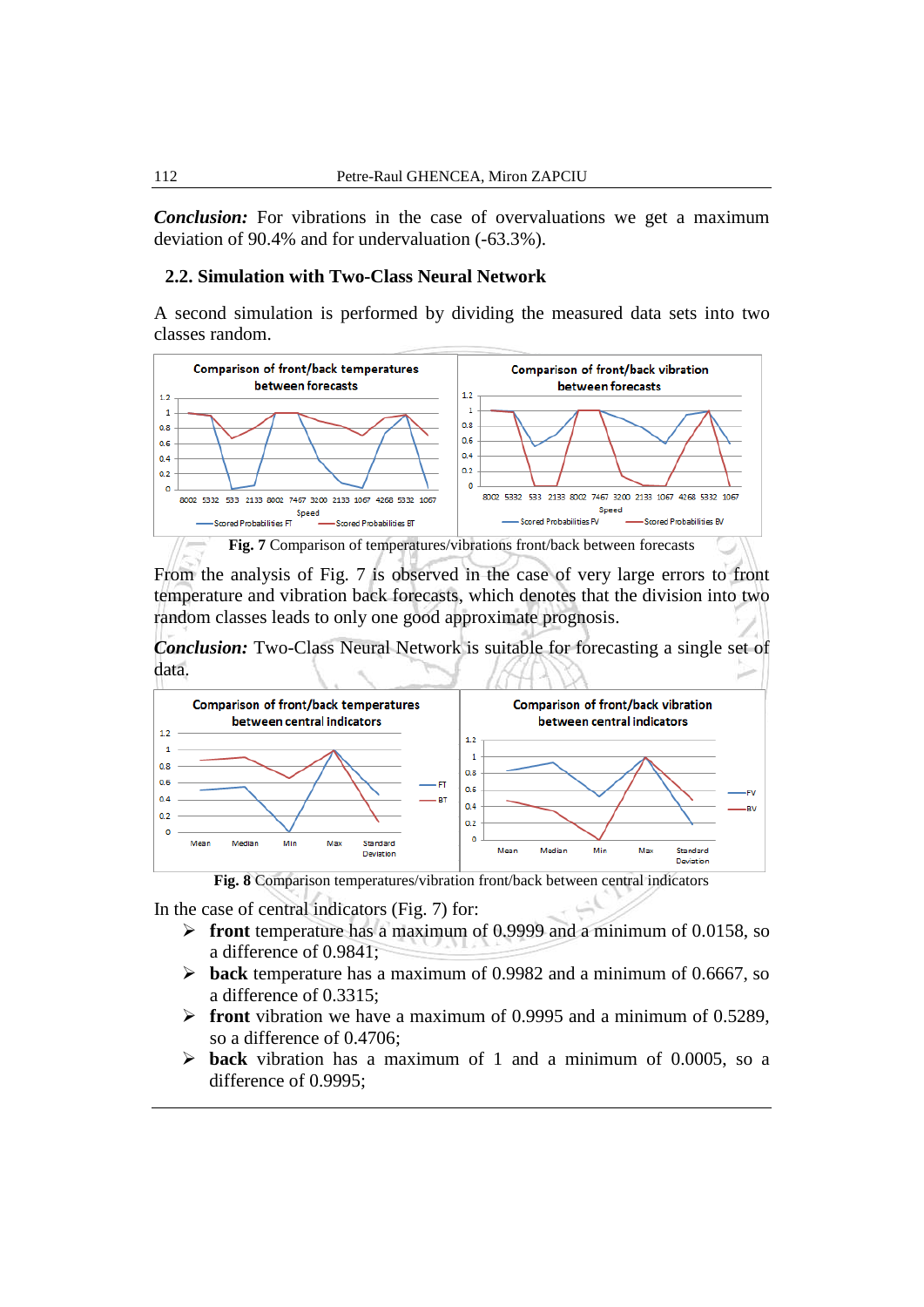***Conclusion:*** For vibrations in the case of overvaluations we get a maximum deviation of 90.4% and for undervaluation (-63.3%).

## 2.2. Simulation with Two-Class Neural Network

A second simulation is performed by dividing the measured data sets into two classes random.

**Fig. 7** Comparison of temperatures/vibrations front/back between forecasts

From the analysis of Fig. 7 is observed in the case of very large errors to front temperature and vibration back forecasts, which denotes that the division into two random classes leads to only one good approximate prognosis.

***Conclusion:*** Two-Class Neural Network is suitable for forecasting a single set of data.

**Fig. 8** Comparison temperatures/vibration front/back between central indicators

In the case of central indicators (Fig. 7) for:

- **front** temperature has a maximum of 0.9999 and a minimum of 0.0158, so a difference of 0.9841;
- **back** temperature has a maximum of 0.9982 and a minimum of 0.6667, so a difference of 0.3315;
- **front** vibration we have a maximum of 0.9995 and a minimum of 0.5289, so a difference of 0.4706;
- **back** vibration has a maximum of 1 and a minimum of 0.0005, so a difference of 0.9995;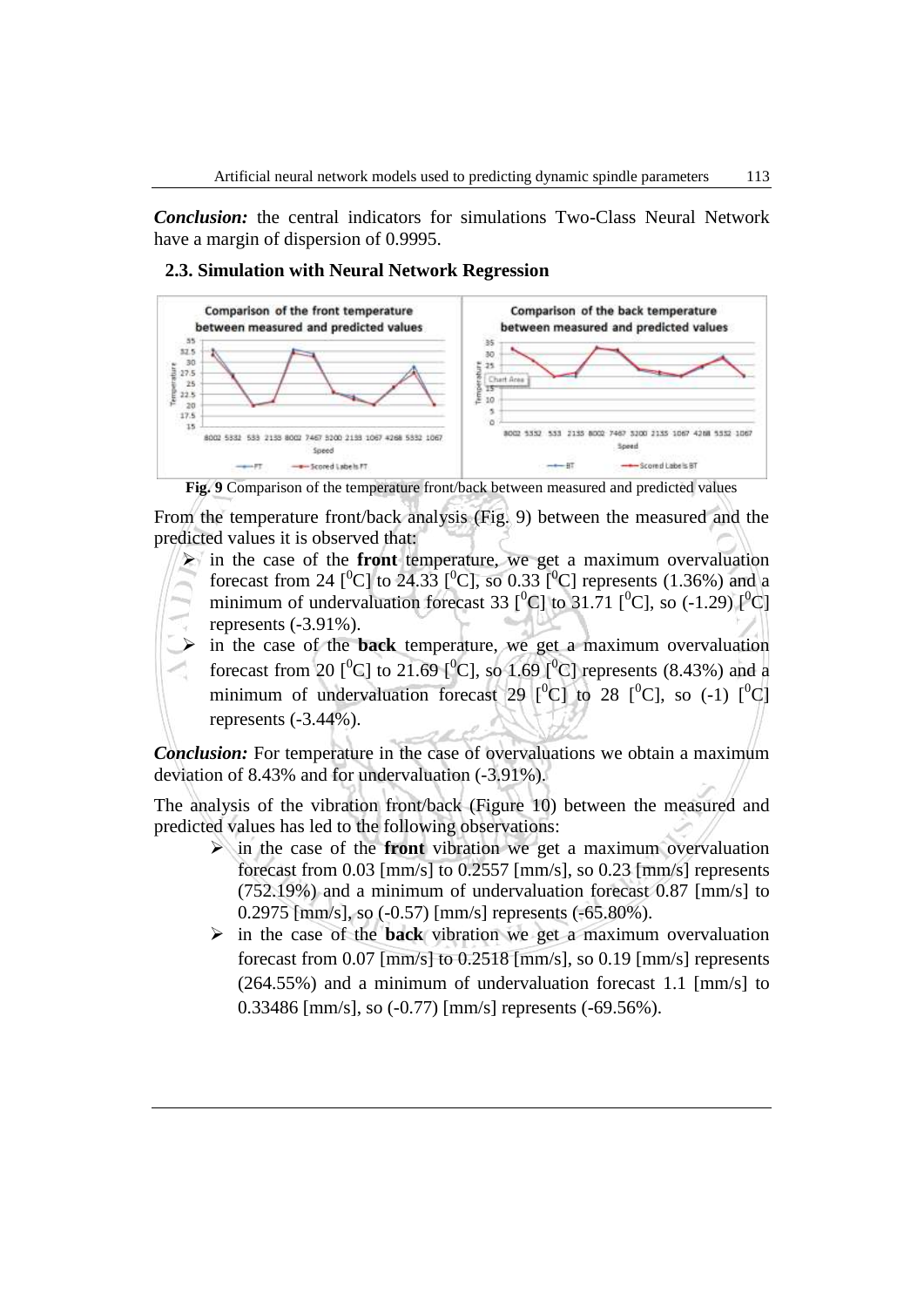*Conclusion:* the central indicators for simulations Two-Class Neural Network have a margin of dispersion of 0.9995.

### 2.3. Simulation with Neural Network Regression

**Fig. 9** Comparison of the temperature front/back between measured and predicted values

From the temperature front/back analysis (Fig. 9) between the measured and the predicted values it is observed that:

- in the case of the **front** temperature, we get a maximum overvaluation forecast from 24 [$^0$C] to 24.33 [$^0$C], so 0.33 [$^0$C] represents (1.36%) and a minimum of undervaluation forecast 33 [$^0$C] to 31.71 [$^0$C], so (-1.29) [$^0$C] represents (-3.91%).
- in the case of the **back** temperature, we get a maximum overvaluation forecast from 20 [$^0$C] to 21.69 [$^0$C], so 1.69 [$^0$C] represents (8.43%) and a minimum of undervaluation forecast 29 [$^0$C] to 28 [$^0$C], so (-1) [$^0$C] represents (-3.44%).

*Conclusion:* For temperature in the case of overvaluations we obtain a maximum deviation of 8.43% and for undervaluation (-3.91%).

The analysis of the vibration front/back (Figure 10) between the measured and predicted values has led to the following observations:

- in the case of the **front** vibration we get a maximum overvaluation forecast from 0.03 [mm/s] to 0.2557 [mm/s], so 0.23 [mm/s] represents (752.19%) and a minimum of undervaluation forecast 0.87 [mm/s] to 0.2975 [mm/s], so (-0.57) [mm/s] represents (-65.80%).
- in the case of the **back** vibration we get a maximum overvaluation forecast from 0.07 [mm/s] to 0.2518 [mm/s], so 0.19 [mm/s] represents (264.55%) and a minimum of undervaluation forecast 1.1 [mm/s] to 0.33486 [mm/s], so (-0.77) [mm/s] represents (-69.56%).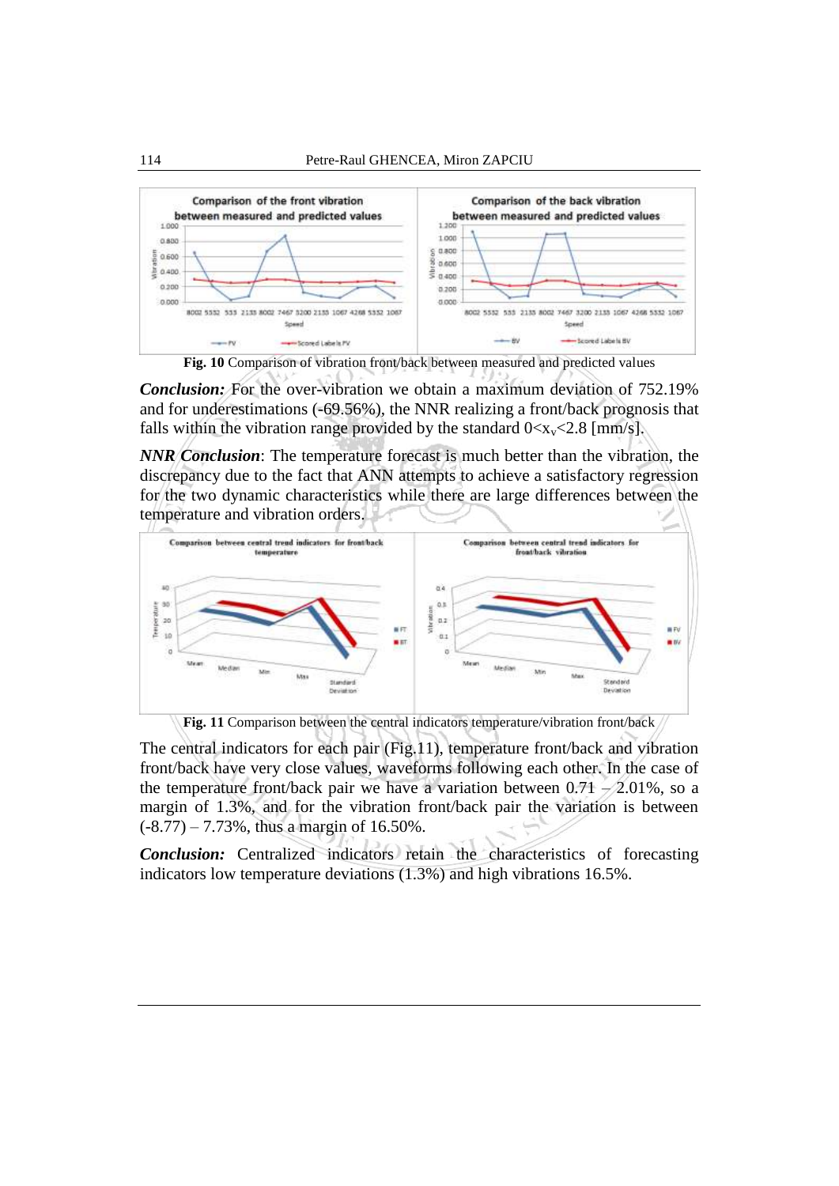Fig. 10 Comparison of vibration front/back between measured and predicted values

***Conclusion:*** For the over-vibration we obtain a maximum deviation of 752.19% and for underestimations (-69.56%), the NNR realizing a front/back prognosis that falls within the vibration range provided by the standard $0<x_v<2.8$ [mm/s].

***NNR Conclusion***: The temperature forecast is much better than the vibration, the discrepancy due to the fact that ANN attempts to achieve a satisfactory regression for the two dynamic characteristics while there are large differences between the temperature and vibration orders.

Fig. 11 Comparison between the central indicators temperature/vibration front/back

The central indicators for each pair (Fig.11), temperature front/back and vibration front/back have very close values, waveforms following each other. In the case of the temperature front/back pair we have a variation between 0.71 – 2.01%, so a margin of 1.3%, and for the vibration front/back pair the variation is between (-8.77) – 7.73%, thus a margin of 16.50%.

***Conclusion:*** Centralized indicators retain the characteristics of forecasting indicators low temperature deviations (1.3%) and high vibrations 16.5%.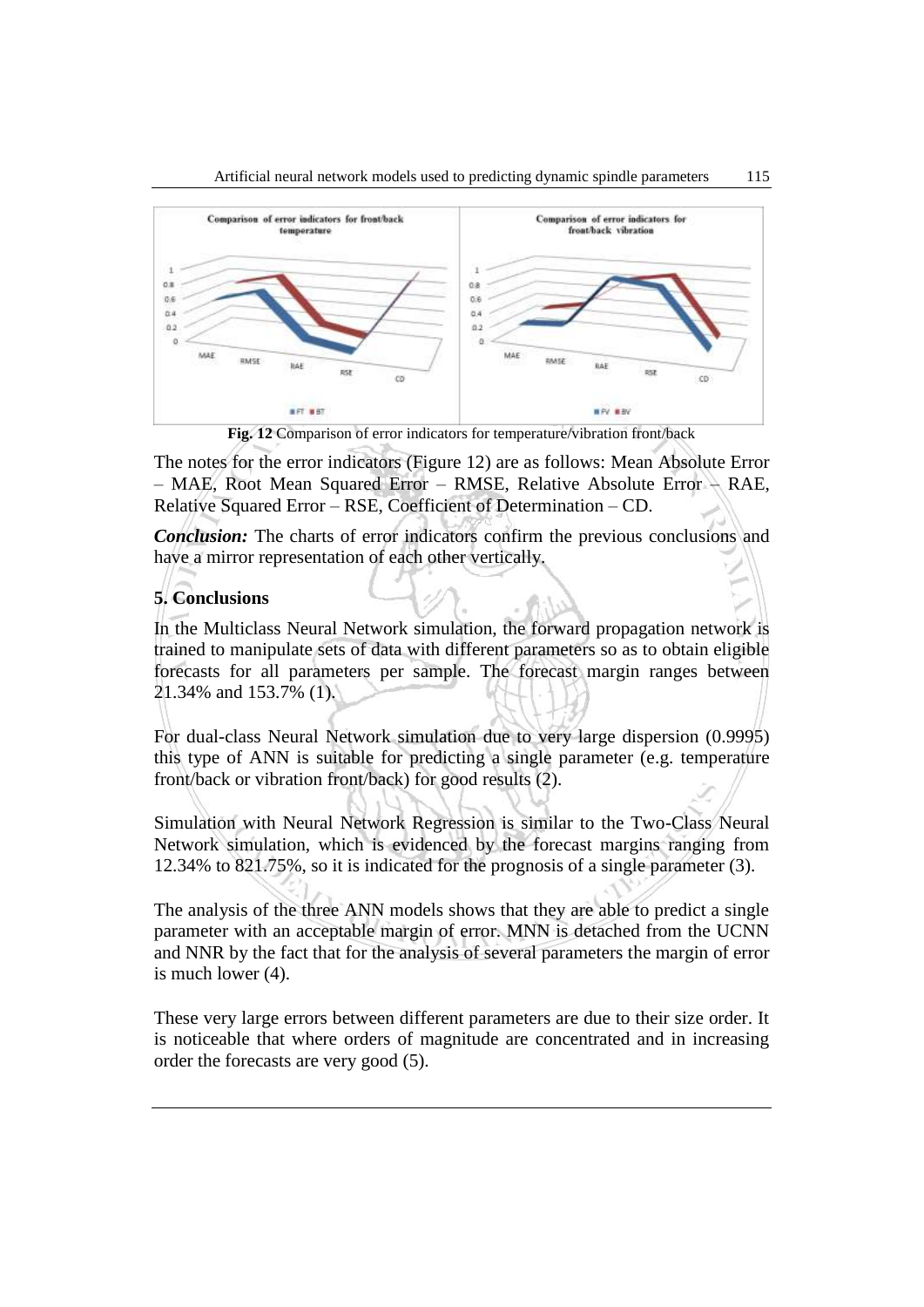**Fig. 12** Comparison of error indicators for temperature/vibration front/back

The notes for the error indicators (Figure 12) are as follows: Mean Absolute Error – MAE, Root Mean Squared Error – RMSE, Relative Absolute Error – RAE, Relative Squared Error – RSE, Coefficient of Determination – CD.

***Conclusion:*** The charts of error indicators confirm the previous conclusions and have a mirror representation of each other vertically.

## 5. Conclusions

In the Multiclass Neural Network simulation, the forward propagation network is trained to manipulate sets of data with different parameters so as to obtain eligible forecasts for all parameters per sample. The forecast margin ranges between 21.34% and 153.7% (1).

For dual-class Neural Network simulation due to very large dispersion (0.9995) this type of ANN is suitable for predicting a single parameter (e.g. temperature front/back or vibration front/back) for good results (2).

Simulation with Neural Network Regression is similar to the Two-Class Neural Network simulation, which is evidenced by the forecast margins ranging from 12.34% to 821.75%, so it is indicated for the prognosis of a single parameter (3).

The analysis of the three ANN models shows that they are able to predict a single parameter with an acceptable margin of error. MNN is detached from the UCNN and NNR by the fact that for the analysis of several parameters the margin of error is much lower (4).

These very large errors between different parameters are due to their size order. It is noticeable that where orders of magnitude are concentrated and in increasing order the forecasts are very good (5).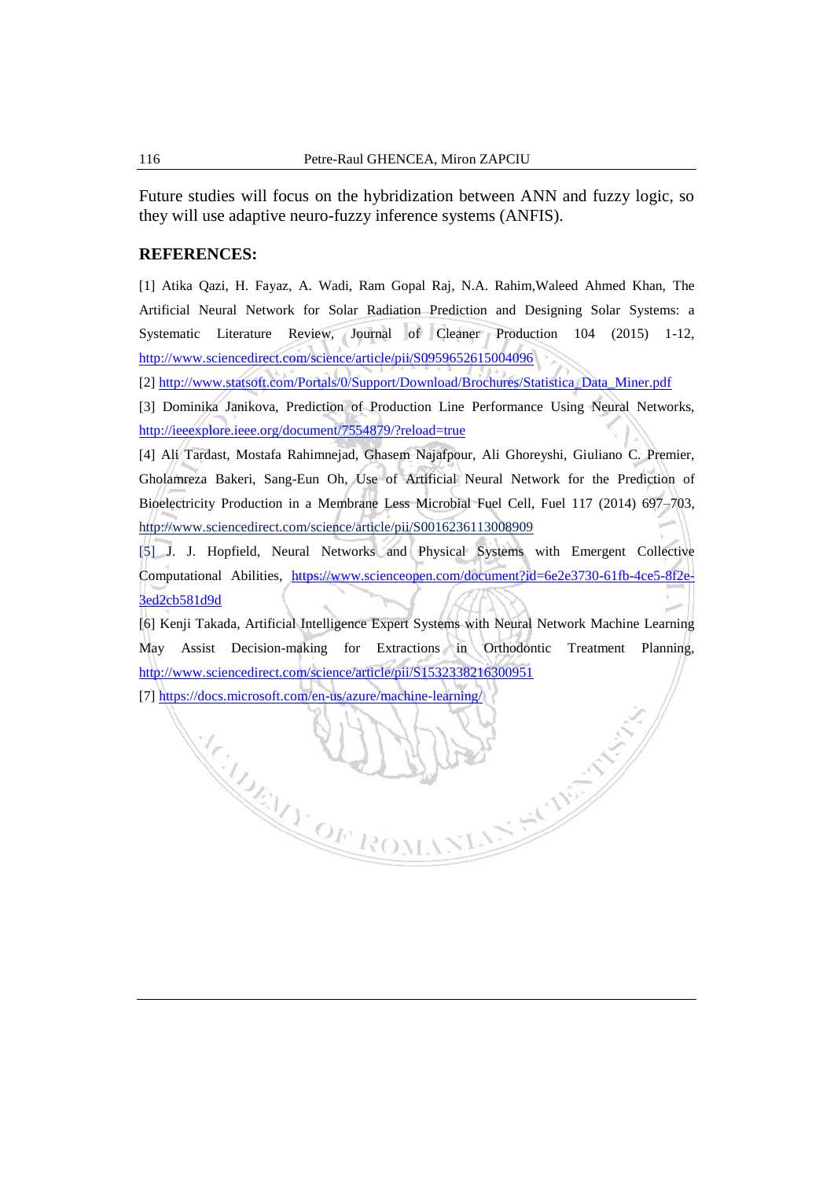Future studies will focus on the hybridization between ANN and fuzzy logic, so they will use adaptive neuro-fuzzy inference systems (ANFIS).

## REFERENCES:

[1] Atika Qazi, H. Fayaz, A. Wadi, Ram Gopal Raj, N.A. Rahim,Waleed Ahmed Khan, The Artificial Neural Network for Solar Radiation Prediction and Designing Solar Systems: a Systematic Literature Review, Journal of Cleaner Production 104 (2015) 1-12, http://www.sciencedirect.com/science/article/pii/S0959652615004096

[2] http://www.statsoft.com/Portals/0/Support/Download/Brochures/Statistica_Data_Miner.pdf

[3] Dominika Janikova, Prediction of Production Line Performance Using Neural Networks, http://ieeexplore.ieee.org/document/7554879/?reload=true

[4] Ali Tardast, Mostafa Rahimnejad, Ghasem Najafpour, Ali Ghoreyshi, Giuliano C. Premier, Gholamreza Bakeri, Sang-Eun Oh, Use of Artificial Neural Network for the Prediction of Bioelectricity Production in a Membrane Less Microbial Fuel Cell, Fuel 117 (2014) 697–703, http://www.sciencedirect.com/science/article/pii/S0016236113008909

[5] J. J. Hopfield, Neural Networks and Physical Systems with Emergent Collective Computational Abilities, https://www.scienceopen.com/document?id=6e2e3730-61fb-4ce5-8f2e-3ed2cb581d9d

[6] Kenji Takada, Artificial Intelligence Expert Systems with Neural Network Machine Learning May Assist Decision-making for Extractions in Orthodontic Treatment Planning, http://www.sciencedirect.com/science/article/pii/S1532338216300951

[7] https://docs.microsoft.com/en-us/azure/machine-learning/